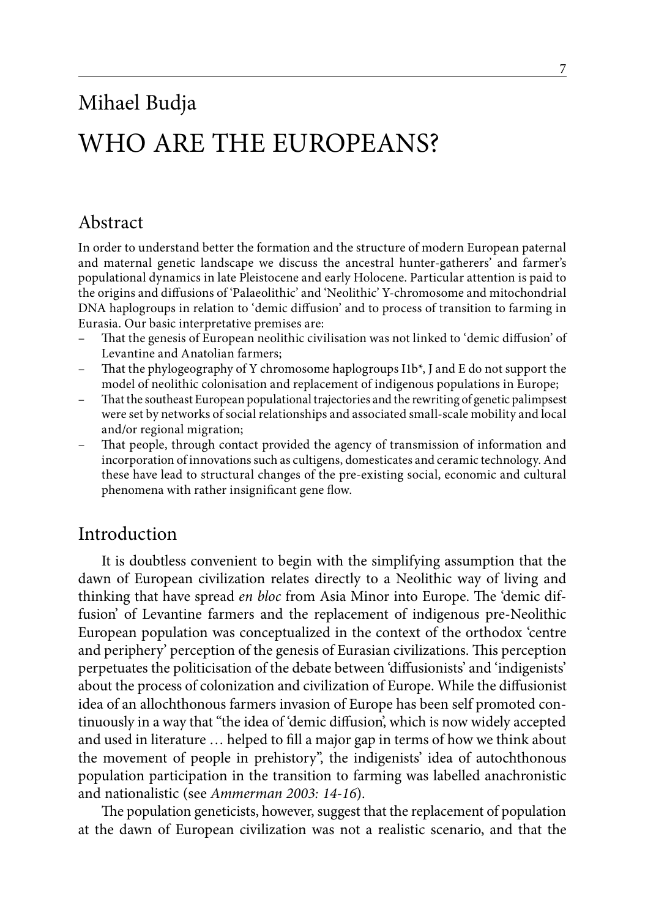# Mihael Budja

# WHO ARE THE EUROPEANS?

## Abstract

In order to understand better the formation and the structure of modern European paternal and maternal genetic landscape we discuss the ancestral hunter-gatherers' and farmer's populational dynamics in late Pleistocene and early Holocene. Particular attention is paid to the origins and diffusions of 'Palaeolithic' and 'Neolithic' Y-chromosome and mitochondrial DNA haplogroups in relation to 'demic diffusion' and to process of transition to farming in Eurasia. Our basic interpretative premises are:

- That the genesis of European neolithic civilisation was not linked to 'demic diffusion' of Levantine and Anatolian farmers;
- That the phylogeography of Y chromosome haplogroups I1b*, J and E do not support the model of neolithic colonisation and replacement of indigenous populations in Europe;
- That the southeast European populational trajectories and the rewriting of genetic palimpsest were set by networks of social relationships and associated small-scale mobility and local and/or regional migration;
- That people, through contact provided the agency of transmission of information and incorporation of innovations such as cultigens, domesticates and ceramic technology. And these have lead to structural changes of the pre-existing social, economic and cultural phenomena with rather insignificant gene flow.

## Introduction

It is doubtless convenient to begin with the simplifying assumption that the dawn of European civilization relates directly to a Neolithic way of living and thinking that have spread *en bloc* from Asia Minor into Europe. The 'demic diffusion' of Levantine farmers and the replacement of indigenous pre-Neolithic European population was conceptualized in the context of the orthodox 'centre and periphery' perception of the genesis of Eurasian civilizations. This perception perpetuates the politicisation of the debate between 'diffusionists' and 'indigenists' about the process of colonization and civilization of Europe. While the diffusionist idea of an allochthonous farmers invasion of Europe has been self promoted continuously in a way that "the idea of 'demic diffusion', which is now widely accepted and used in literature … helped to fill a major gap in terms of how we think about the movement of people in prehistory", the indigenists' idea of autochthonous population participation in the transition to farming was labelled anachronistic and nationalistic (see *Ammerman 2003: 14-16*).

The population geneticists, however, suggest that the replacement of population at the dawn of European civilization was not a realistic scenario, and that the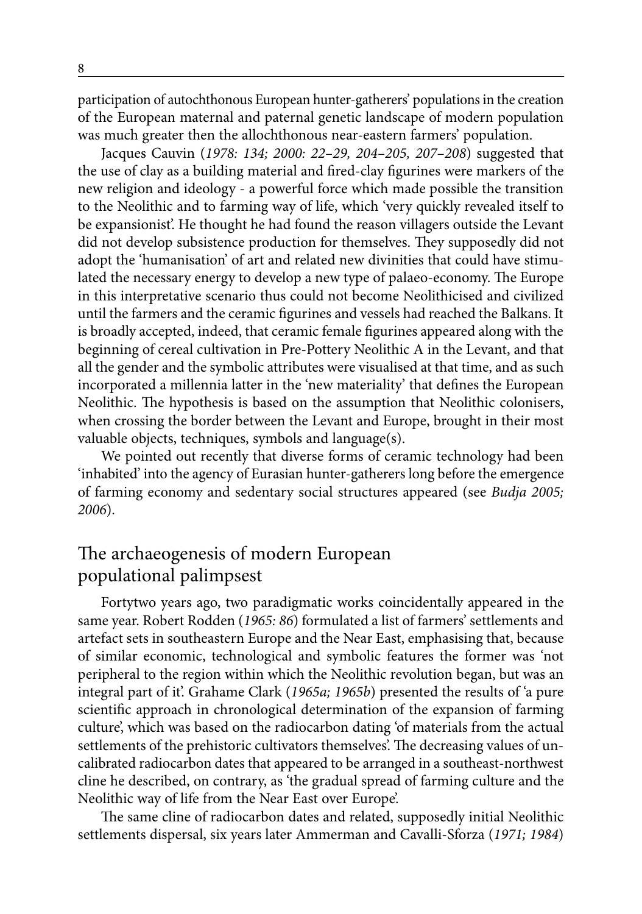participation of autochthonous European hunter-gatherers' populations in the creation of the European maternal and paternal genetic landscape of modern population was much greater then the allochthonous near-eastern farmers' population.

Jacques Cauvin (*1978: 134; 2000: 22–29, 204–205, 207–208*) suggested that the use of clay as a building material and fired-clay figurines were markers of the new religion and ideology - a powerful force which made possible the transition to the Neolithic and to farming way of life, which 'very quickly revealed itself to be expansionist'. He thought he had found the reason villagers outside the Levant did not develop subsistence production for themselves. They supposedly did not adopt the 'humanisation' of art and related new divinities that could have stimulated the necessary energy to develop a new type of palaeo-economy. The Europe in this interpretative scenario thus could not become Neolithicised and civilized until the farmers and the ceramic figurines and vessels had reached the Balkans. It is broadly accepted, indeed, that ceramic female figurines appeared along with the beginning of cereal cultivation in Pre-Pottery Neolithic A in the Levant, and that all the gender and the symbolic attributes were visualised at that time, and as such incorporated a millennia latter in the 'new materiality' that defines the European Neolithic. The hypothesis is based on the assumption that Neolithic colonisers, when crossing the border between the Levant and Europe, brought in their most valuable objects, techniques, symbols and language(s).

We pointed out recently that diverse forms of ceramic technology had been 'inhabited' into the agency of Eurasian hunter-gatherers long before the emergence of farming economy and sedentary social structures appeared (see *Budja 2005; 2006*).

## The archaeogenesis of modern European populational palimpsest

Fortytwo years ago, two paradigmatic works coincidentally appeared in the same year. Robert Rodden (*1965: 86*) formulated a list of farmers' settlements and artefact sets in southeastern Europe and the Near East, emphasising that, because of similar economic, technological and symbolic features the former was 'not peripheral to the region within which the Neolithic revolution began, but was an integral part of it'. Grahame Clark (*1965a; 1965b*) presented the results of 'a pure scientific approach in chronological determination of the expansion of farming culture', which was based on the radiocarbon dating 'of materials from the actual settlements of the prehistoric cultivators themselves'. The decreasing values of uncalibrated radiocarbon dates that appeared to be arranged in a southeast-northwest cline he described, on contrary, as 'the gradual spread of farming culture and the Neolithic way of life from the Near East over Europe'.

The same cline of radiocarbon dates and related, supposedly initial Neolithic settlements dispersal, six years later Ammerman and Cavalli-Sforza (*1971; 1984*)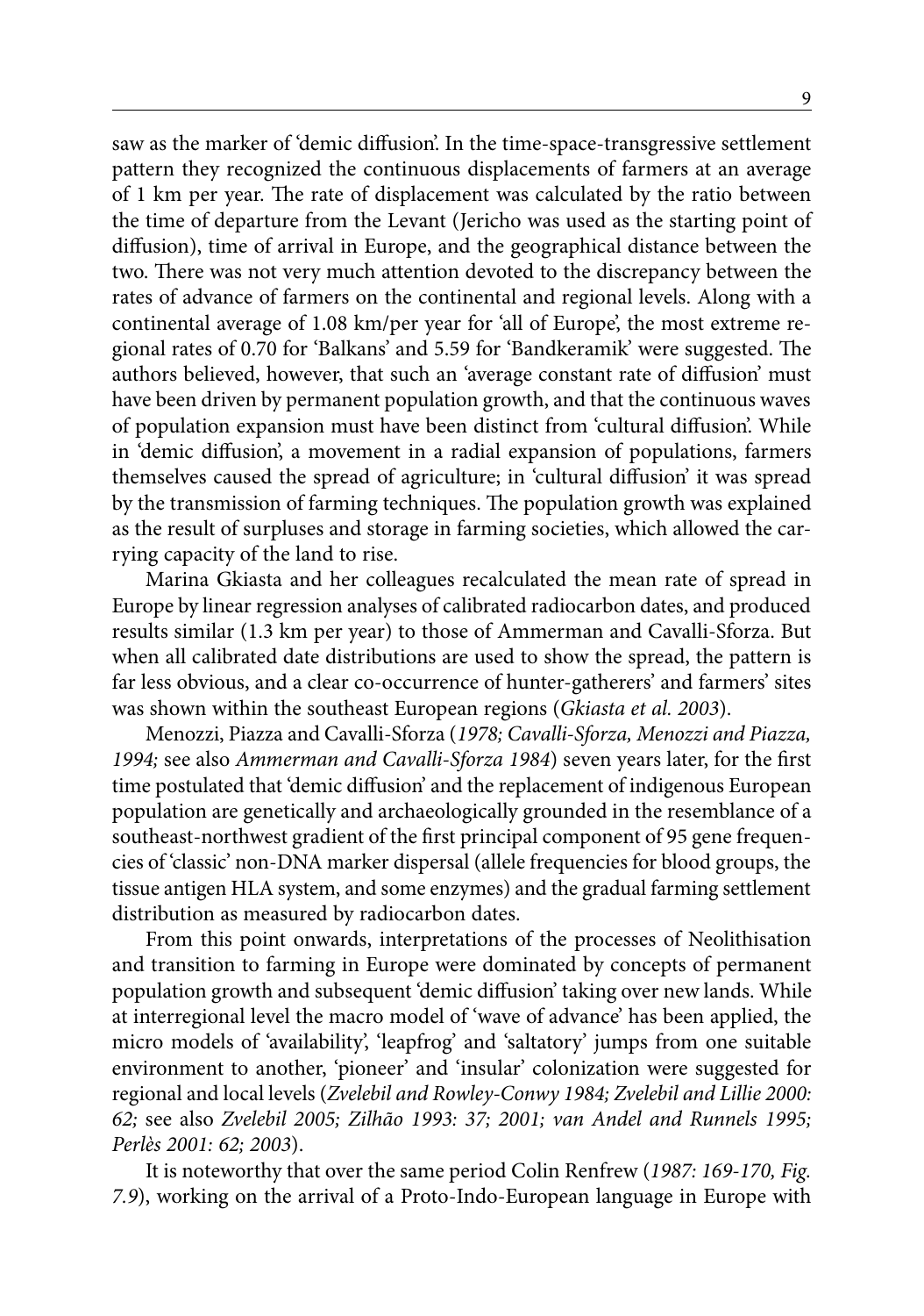saw as the marker of 'demic diffusion'. In the time-space-transgressive settlement pattern they recognized the continuous displacements of farmers at an average of 1 km per year. The rate of displacement was calculated by the ratio between the time of departure from the Levant (Jericho was used as the starting point of diffusion), time of arrival in Europe, and the geographical distance between the two. There was not very much attention devoted to the discrepancy between the rates of advance of farmers on the continental and regional levels. Along with a continental average of 1.08 km/per year for 'all of Europe', the most extreme regional rates of 0.70 for 'Balkans' and 5.59 for 'Bandkeramik' were suggested. The authors believed, however, that such an 'average constant rate of diffusion' must have been driven by permanent population growth, and that the continuous waves of population expansion must have been distinct from 'cultural diffusion'. While in 'demic diffusion', a movement in a radial expansion of populations, farmers themselves caused the spread of agriculture; in 'cultural diffusion' it was spread by the transmission of farming techniques. The population growth was explained as the result of surpluses and storage in farming societies, which allowed the carrying capacity of the land to rise.

Marina Gkiasta and her colleagues recalculated the mean rate of spread in Europe by linear regression analyses of calibrated radiocarbon dates, and produced results similar (1.3 km per year) to those of Ammerman and Cavalli-Sforza. But when all calibrated date distributions are used to show the spread, the pattern is far less obvious, and a clear co-occurrence of hunter-gatherers' and farmers' sites was shown within the southeast European regions (*Gkiasta et al. 2003*).

Menozzi, Piazza and Cavalli-Sforza (*1978; Cavalli-Sforza, Menozzi and Piazza, 1994;* see also *Ammerman and Cavalli-Sforza 1984*) seven years later, for the first time postulated that 'demic diffusion' and the replacement of indigenous European population are genetically and archaeologically grounded in the resemblance of a southeast-northwest gradient of the first principal component of 95 gene frequencies of 'classic' non-DNA marker dispersal (allele frequencies for blood groups, the tissue antigen HLA system, and some enzymes) and the gradual farming settlement distribution as measured by radiocarbon dates.

From this point onwards, interpretations of the processes of Neolithisation and transition to farming in Europe were dominated by concepts of permanent population growth and subsequent 'demic diffusion' taking over new lands. While at interregional level the macro model of 'wave of advance' has been applied, the micro models of 'availability', 'leapfrog' and 'saltatory' jumps from one suitable environment to another, 'pioneer' and 'insular' colonization were suggested for regional and local levels (*Zvelebil and Rowley-Conwy 1984; Zvelebil and Lillie 2000: 62;* see also *Zvelebil 2005; Zilhão 1993: 37; 2001; van Andel and Runnels 1995; Perlès 2001: 62; 2003*).

It is noteworthy that over the same period Colin Renfrew (*1987: 169-170, Fig. 7.9*), working on the arrival of a Proto-Indo-European language in Europe with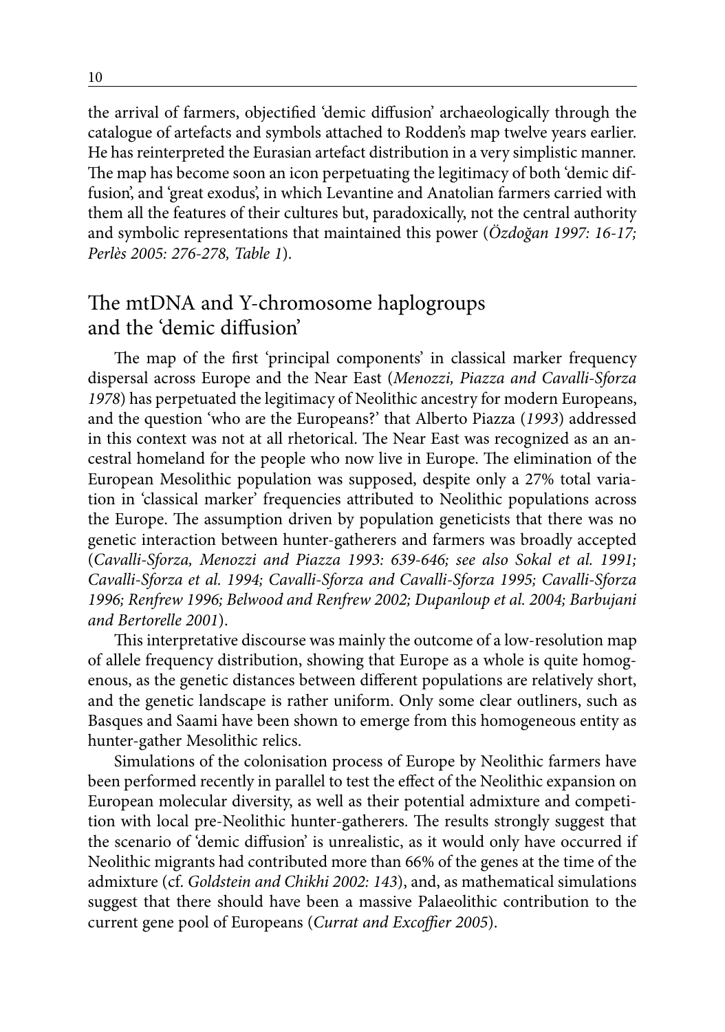the arrival of farmers, objectified 'demic diffusion' archaeologically through the catalogue of artefacts and symbols attached to Rodden's map twelve years earlier. He has reinterpreted the Eurasian artefact distribution in a very simplistic manner. The map has become soon an icon perpetuating the legitimacy of both 'demic diffusion', and 'great exodus', in which Levantine and Anatolian farmers carried with them all the features of their cultures but, paradoxically, not the central authority and symbolic representations that maintained this power (*Özdoğan 1997: 16-17; Perlès 2005: 276-278, Table 1*).

## The mtDNA and Y-chromosome haplogroups and the 'demic diffusion'

The map of the first 'principal components' in classical marker frequency dispersal across Europe and the Near East (*Menozzi, Piazza and Cavalli-Sforza 1978*) has perpetuated the legitimacy of Neolithic ancestry for modern Europeans, and the question 'who are the Europeans?' that Alberto Piazza (*1993*) addressed in this context was not at all rhetorical. The Near East was recognized as an ancestral homeland for the people who now live in Europe. The elimination of the European Mesolithic population was supposed, despite only a 27% total variation in 'classical marker' frequencies attributed to Neolithic populations across the Europe. The assumption driven by population geneticists that there was no genetic interaction between hunter-gatherers and farmers was broadly accepted (*Cavalli-Sforza, Menozzi and Piazza 1993: 639-646; see also Sokal et al. 1991; Cavalli-Sforza et al. 1994; Cavalli-Sforza and Cavalli-Sforza 1995; Cavalli-Sforza 1996; Renfrew 1996; Belwood and Renfrew 2002; Dupanloup et al. 2004; Barbujani and Bertorelle 2001*).

This interpretative discourse was mainly the outcome of a low-resolution map of allele frequency distribution, showing that Europe as a whole is quite homogenous, as the genetic distances between different populations are relatively short, and the genetic landscape is rather uniform. Only some clear outliners, such as Basques and Saami have been shown to emerge from this homogeneous entity as hunter-gather Mesolithic relics.

Simulations of the colonisation process of Europe by Neolithic farmers have been performed recently in parallel to test the effect of the Neolithic expansion on European molecular diversity, as well as their potential admixture and competition with local pre-Neolithic hunter-gatherers. The results strongly suggest that the scenario of 'demic diffusion' is unrealistic, as it would only have occurred if Neolithic migrants had contributed more than 66% of the genes at the time of the admixture (cf. *Goldstein and Chikhi 2002: 143*), and, as mathematical simulations suggest that there should have been a massive Palaeolithic contribution to the current gene pool of Europeans (*Currat and Excoffier 2005*).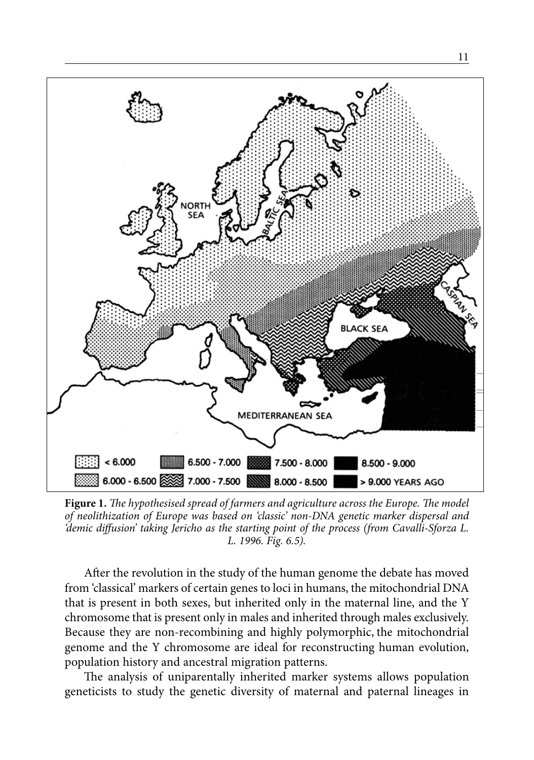**Figure 1.** *The hypothesised spread of farmers and agriculture across the Europe. The model of neolithization of Europe was based on 'classic' non-DNA genetic marker dispersal and 'demic diffusion' taking Jericho as the starting point of the process (from Cavalli-Sforza L. L. 1996. Fig. 6.5).*

After the revolution in the study of the human genome the debate has moved from 'classical' markers of certain genes to loci in humans, the mitochondrial DNA that is present in both sexes, but inherited only in the maternal line, and the Y chromosome that is present only in males and inherited through males exclusively. Because they are non-recombining and highly polymorphic, the mitochondrial genome and the Y chromosome are ideal for reconstructing human evolution, population history and ancestral migration patterns.

The analysis of uniparentally inherited marker systems allows population geneticists to study the genetic diversity of maternal and paternal lineages in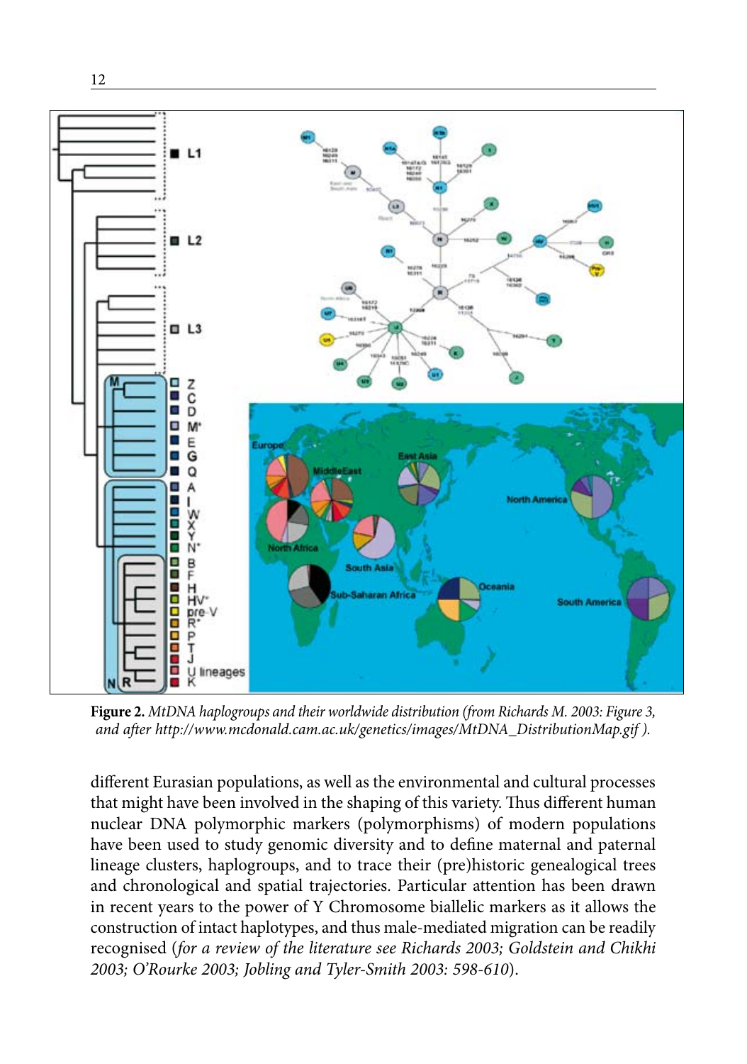**Figure 2.** *MtDNA haplogroups and their worldwide distribution (from Richards M. 2003: Figure 3, and after http://www.mcdonald.cam.ac.uk/genetics/images/MtDNA_DistributionMap.gif ).*

different Eurasian populations, as well as the environmental and cultural processes that might have been involved in the shaping of this variety. Thus different human nuclear DNA polymorphic markers (polymorphisms) of modern populations have been used to study genomic diversity and to define maternal and paternal lineage clusters, haplogroups, and to trace their (pre)historic genealogical trees and chronological and spatial trajectories. Particular attention has been drawn in recent years to the power of Y Chromosome biallelic markers as it allows the construction of intact haplotypes, and thus male-mediated migration can be readily recognised (*for a review of the literature see Richards 2003; Goldstein and Chikhi 2003; O'Rourke 2003; Jobling and Tyler-Smith 2003: 598-610*).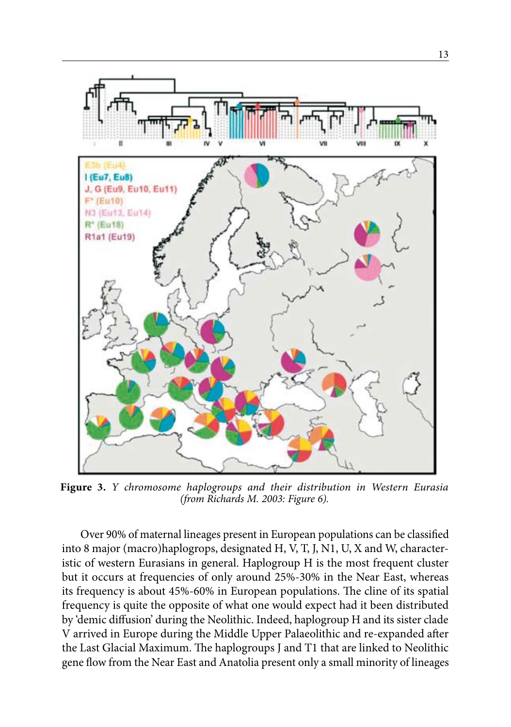**Figure 3.** *Y chromosome haplogroups and their distribution in Western Eurasia (from Richards M. 2003: Figure 6).*

Over 90% of maternal lineages present in European populations can be classified into 8 major (macro)haplogrops, designated H, V, T, J, N1, U, X and W, characteristic of western Eurasians in general. Haplogroup H is the most frequent cluster but it occurs at frequencies of only around 25%-30% in the Near East, whereas its frequency is about 45%-60% in European populations. The cline of its spatial frequency is quite the opposite of what one would expect had it been distributed by 'demic diffusion' during the Neolithic. Indeed, haplogroup H and its sister clade V arrived in Europe during the Middle Upper Palaeolithic and re-expanded after the Last Glacial Maximum. The haplogroups J and T1 that are linked to Neolithic gene flow from the Near East and Anatolia present only a small minority of lineages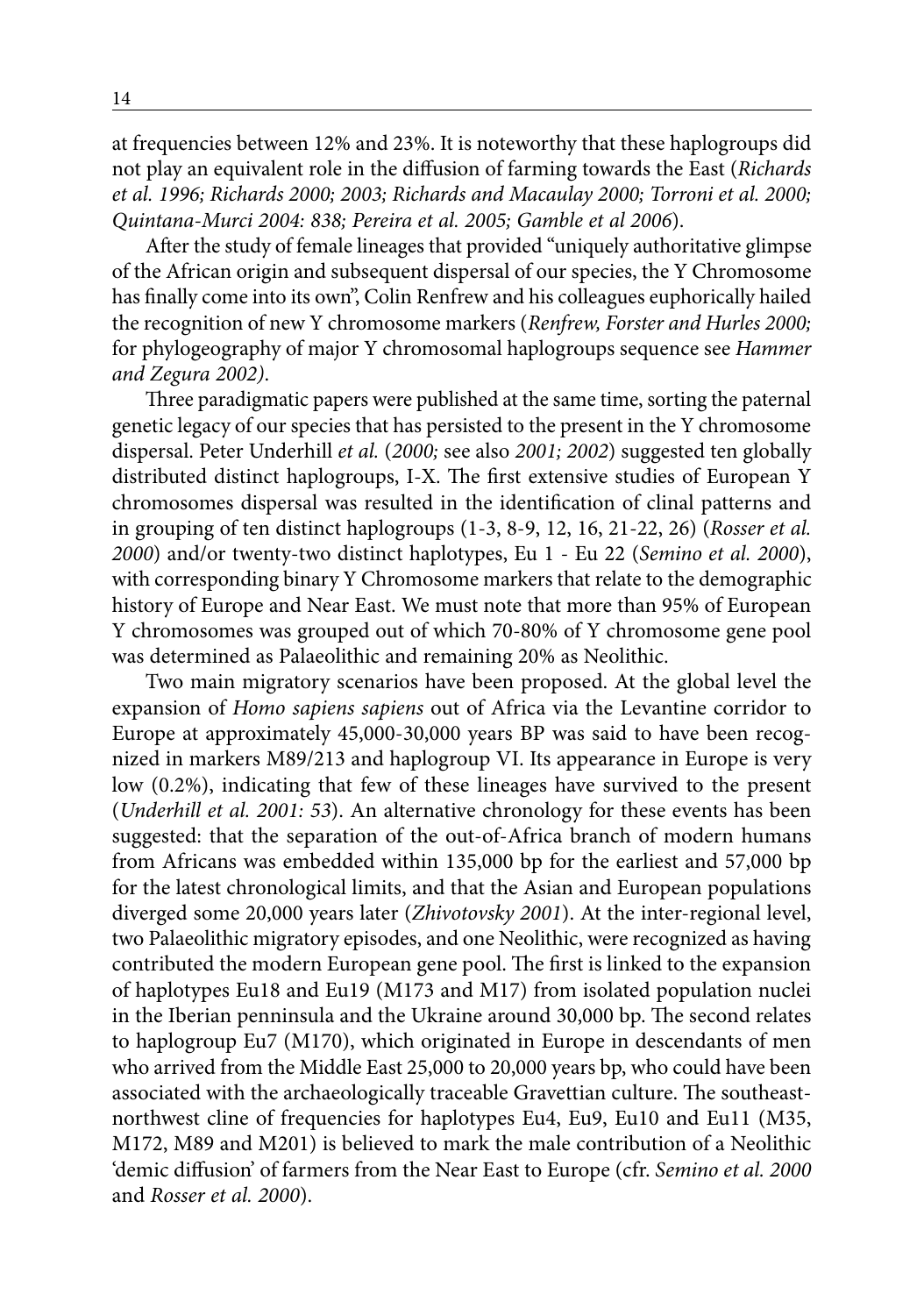at frequencies between 12% and 23%. It is noteworthy that these haplogroups did not play an equivalent role in the diffusion of farming towards the East (*Richards et al. 1996; Richards 2000; 2003; Richards and Macaulay 2000; Torroni et al. 2000; Quintana-Murci 2004: 838; Pereira et al. 2005; Gamble et al 2006*).

After the study of female lineages that provided "uniquely authoritative glimpse of the African origin and subsequent dispersal of our species, the Y Chromosome has finally come into its own", Colin Renfrew and his colleagues euphorically hailed the recognition of new Y chromosome markers (*Renfrew, Forster and Hurles 2000;* for phylogeography of major Y chromosomal haplogroups sequence see *Hammer and Zegura 2002)*.

Three paradigmatic papers were published at the same time, sorting the paternal genetic legacy of our species that has persisted to the present in the Y chromosome dispersal. Peter Underhill *et al.* (*2000;* see also *2001; 2002*) suggested ten globally distributed distinct haplogroups, I-X. The first extensive studies of European Y chromosomes dispersal was resulted in the identification of clinal patterns and in grouping of ten distinct haplogroups (1-3, 8-9, 12, 16, 21-22, 26) (*Rosser et al. 2000*) and/or twenty-two distinct haplotypes, Eu 1 - Eu 22 (*Semino et al. 2000*), with corresponding binary Y Chromosome markers that relate to the demographic history of Europe and Near East. We must note that more than 95% of European Y chromosomes was grouped out of which 70-80% of Y chromosome gene pool was determined as Palaeolithic and remaining 20% as Neolithic.

Two main migratory scenarios have been proposed. At the global level the expansion of *Homo sapiens sapiens* out of Africa via the Levantine corridor to Europe at approximately 45,000-30,000 years BP was said to have been recognized in markers M89/213 and haplogroup VI. Its appearance in Europe is very low (0.2%), indicating that few of these lineages have survived to the present (*Underhill et al. 2001: 53*). An alternative chronology for these events has been suggested: that the separation of the out-of-Africa branch of modern humans from Africans was embedded within 135,000 bp for the earliest and 57,000 bp for the latest chronological limits, and that the Asian and European populations diverged some 20,000 years later (*Zhivotovsky 2001*). At the inter-regional level, two Palaeolithic migratory episodes, and one Neolithic, were recognized as having contributed the modern European gene pool. The first is linked to the expansion of haplotypes Eu18 and Eu19 (M173 and M17) from isolated population nuclei in the Iberian penninsula and the Ukraine around 30,000 bp. The second relates to haplogroup Eu7 (M170), which originated in Europe in descendants of men who arrived from the Middle East 25,000 to 20,000 years bp, who could have been associated with the archaeologically traceable Gravettian culture. The southeast-northwest cline of frequencies for haplotypes Eu4, Eu9, Eu10 and Eu11 (M35, M172, M89 and M201) is believed to mark the male contribution of a Neolithic 'demic diffusion' of farmers from the Near East to Europe (cfr. *Semino et al. 2000* and *Rosser et al. 2000*).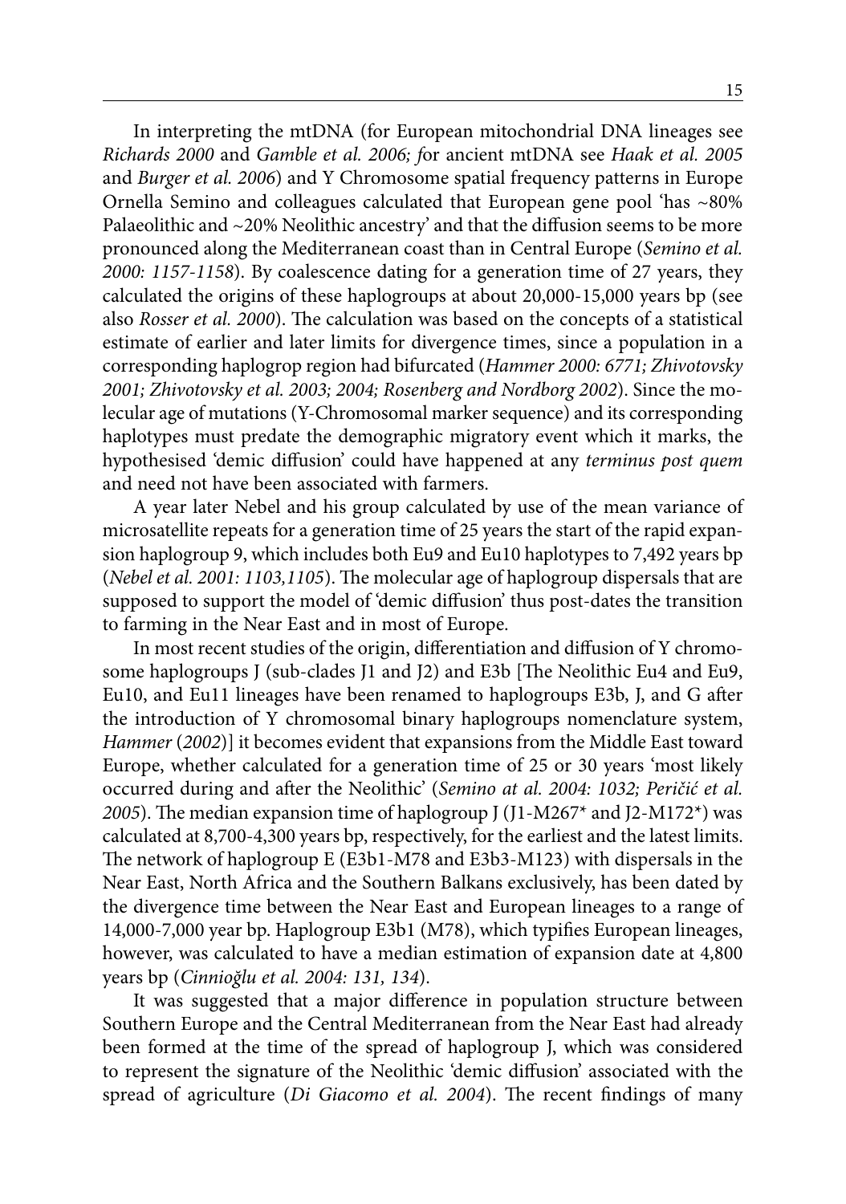In interpreting the mtDNA (for European mitochondrial DNA lineages see *Richards 2000* and *Gamble et al. 2006; f*or ancient mtDNA see *Haak et al. 2005* and *Burger et al. 2006*) and Y Chromosome spatial frequency patterns in Europe Ornella Semino and colleagues calculated that European gene pool 'has ~80% Palaeolithic and ~20% Neolithic ancestry' and that the diffusion seems to be more pronounced along the Mediterranean coast than in Central Europe (*Semino et al. 2000: 1157-1158*). By coalescence dating for a generation time of 27 years, they calculated the origins of these haplogroups at about 20,000-15,000 years bp (see also *Rosser et al. 2000*). The calculation was based on the concepts of a statistical estimate of earlier and later limits for divergence times, since a population in a corresponding haplogrop region had bifurcated (*Hammer 2000: 6771; Zhivotovsky 2001; Zhivotovsky et al. 2003; 2004; Rosenberg and Nordborg 2002*). Since the molecular age of mutations (Y-Chromosomal marker sequence) and its corresponding haplotypes must predate the demographic migratory event which it marks, the hypothesised 'demic diffusion' could have happened at any *terminus post quem* and need not have been associated with farmers.

A year later Nebel and his group calculated by use of the mean variance of microsatellite repeats for a generation time of 25 years the start of the rapid expansion haplogroup 9, which includes both Eu9 and Eu10 haplotypes to 7,492 years bp (*Nebel et al. 2001: 1103,1105*). The molecular age of haplogroup dispersals that are supposed to support the model of 'demic diffusion' thus post-dates the transition to farming in the Near East and in most of Europe.

In most recent studies of the origin, differentiation and diffusion of Y chromosome haplogroups J (sub-clades J1 and J2) and E3b [The Neolithic Eu4 and Eu9, Eu10, and Eu11 lineages have been renamed to haplogroups E3b, J, and G after the introduction of Y chromosomal binary haplogroups nomenclature system, *Hammer* (*2002*)] it becomes evident that expansions from the Middle East toward Europe, whether calculated for a generation time of 25 or 30 years 'most likely occurred during and after the Neolithic' (*Semino at al. 2004: 1032; Peričić et al. 2005*). The median expansion time of haplogroup J (J1-M267* and J2-M172*) was calculated at 8,700-4,300 years bp, respectively, for the earliest and the latest limits. The network of haplogroup E (E3b1-M78 and E3b3-M123) with dispersals in the Near East, North Africa and the Southern Balkans exclusively, has been dated by the divergence time between the Near East and European lineages to a range of 14,000-7,000 year bp. Haplogroup E3b1 (M78), which typifies European lineages, however, was calculated to have a median estimation of expansion date at 4,800 years bp (*Cinnioğlu et al. 2004: 131, 134*).

It was suggested that a major difference in population structure between Southern Europe and the Central Mediterranean from the Near East had already been formed at the time of the spread of haplogroup J, which was considered to represent the signature of the Neolithic 'demic diffusion' associated with the spread of agriculture (*Di Giacomo et al. 2004*). The recent findings of many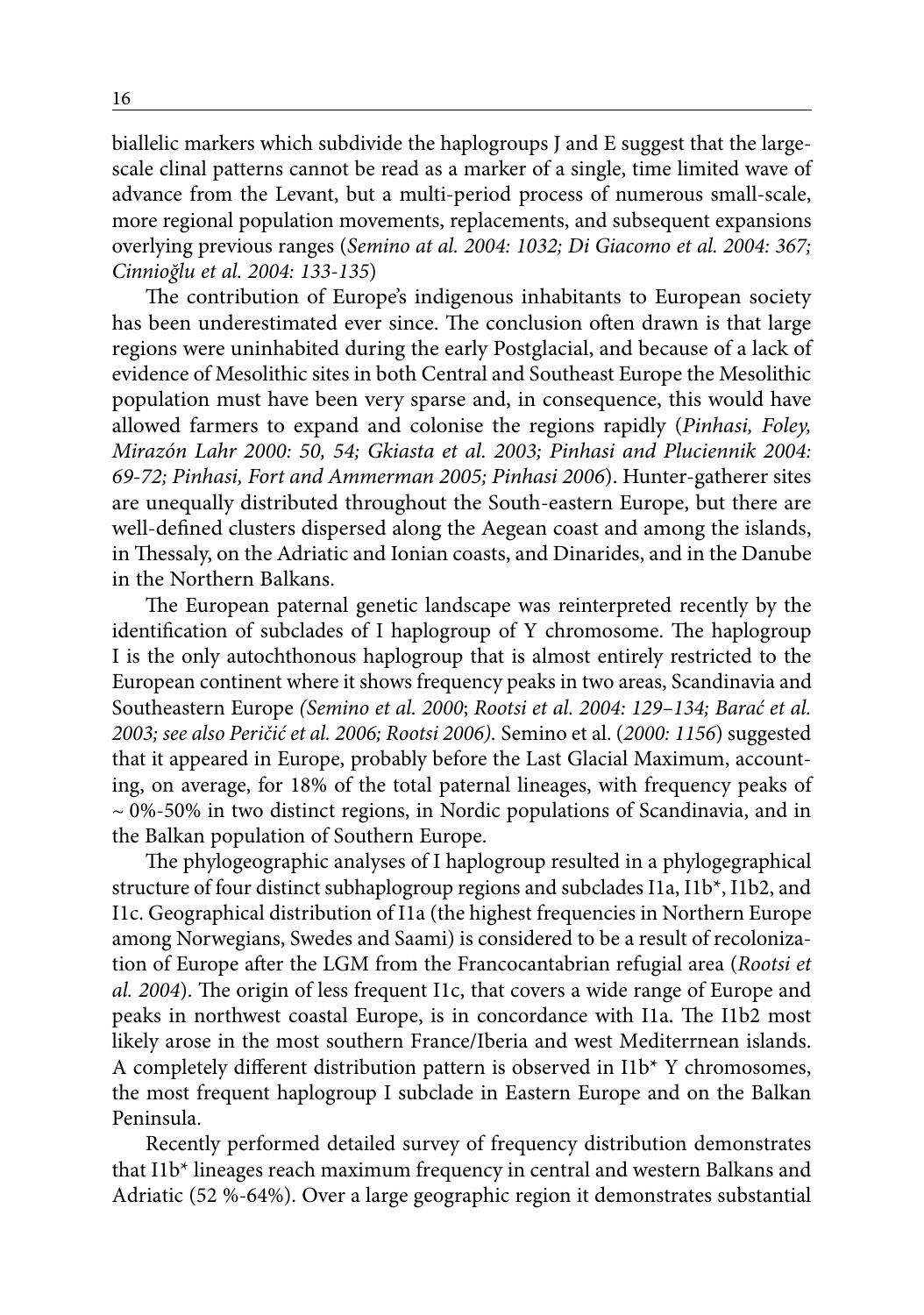biallelic markers which subdivide the haplogroups J and E suggest that the large-scale clinal patterns cannot be read as a marker of a single, time limited wave of advance from the Levant, but a multi-period process of numerous small-scale, more regional population movements, replacements, and subsequent expansions overlying previous ranges (*Semino at al. 2004: 1032; Di Giacomo et al. 2004: 367; Cinnioğlu et al. 2004: 133-135*)

The contribution of Europe's indigenous inhabitants to European society has been underestimated ever since. The conclusion often drawn is that large regions were uninhabited during the early Postglacial, and because of a lack of evidence of Mesolithic sites in both Central and Southeast Europe the Mesolithic population must have been very sparse and, in consequence, this would have allowed farmers to expand and colonise the regions rapidly (*Pinhasi, Foley, Mirazón Lahr 2000: 50, 54; Gkiasta et al. 2003; Pinhasi and Pluciennik 2004: 69-72; Pinhasi, Fort and Ammerman 2005; Pinhasi 2006*). Hunter-gatherer sites are unequally distributed throughout the South-eastern Europe, but there are well-defined clusters dispersed along the Aegean coast and among the islands, in Thessaly, on the Adriatic and Ionian coasts, and Dinarides, and in the Danube in the Northern Balkans.

The European paternal genetic landscape was reinterpreted recently by the identification of subclades of I haplogroup of Y chromosome. The haplogroup I is the only autochthonous haplogroup that is almost entirely restricted to the European continent where it shows frequency peaks in two areas, Scandinavia and Southeastern Europe *(Semino et al. 2000*; *Rootsi et al. 2004: 129–134; Barać et al. 2003; see also Peričić et al. 2006; Rootsi 2006)*. Semino et al. (*2000: 1156*) suggested that it appeared in Europe, probably before the Last Glacial Maximum, accounting, on average, for 18% of the total paternal lineages, with frequency peaks of ~ 0%-50% in two distinct regions, in Nordic populations of Scandinavia, and in the Balkan population of Southern Europe.

The phylogeographic analyses of I haplogroup resulted in a phylogegraphical structure of four distinct subhaplogroup regions and subclades I1a, I1b*, I1b2, and I1c. Geographical distribution of I1a (the highest frequencies in Northern Europe among Norwegians, Swedes and Saami) is considered to be a result of recolonization of Europe after the LGM from the Francocantabrian refugial area (*Rootsi et al. 2004*). The origin of less frequent I1c, that covers a wide range of Europe and peaks in northwest coastal Europe, is in concordance with I1a. The I1b2 most likely arose in the most southern France/Iberia and west Mediterrnean islands. A completely different distribution pattern is observed in I1b* Y chromosomes, the most frequent haplogroup I subclade in Eastern Europe and on the Balkan Peninsula.

Recently performed detailed survey of frequency distribution demonstrates that I1b* lineages reach maximum frequency in central and western Balkans and Adriatic (52 %-64%). Over a large geographic region it demonstrates substantial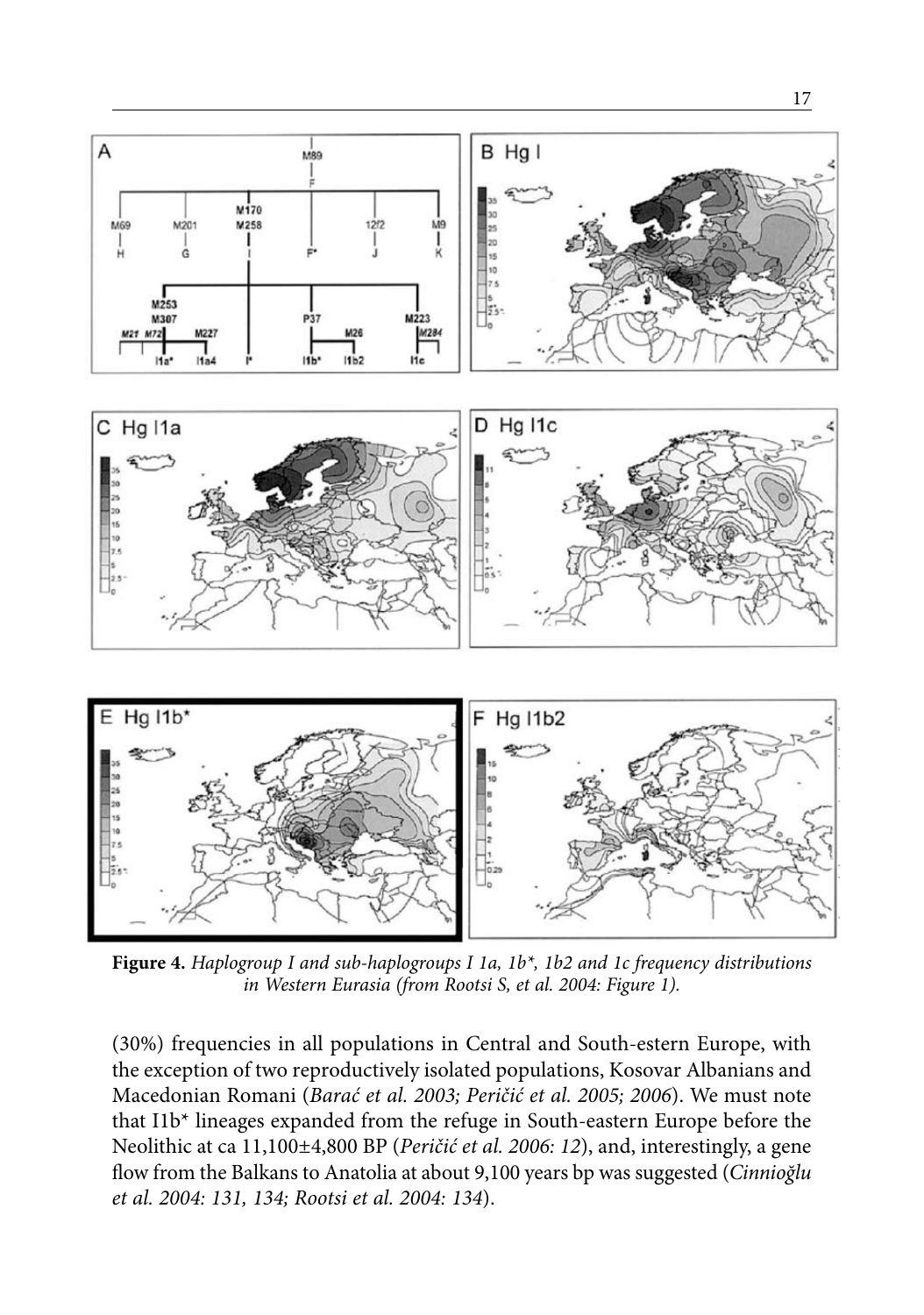**Figure 4.** *Haplogroup I and sub-haplogroups I 1a, 1b\*, 1b2 and 1c frequency distributions in Western Eurasia (from Rootsi S, et al. 2004: Figure 1).*

(30%) frequencies in all populations in Central and South-estern Europe, with the exception of two reproductively isolated populations, Kosovar Albanians and Macedonian Romani (*Barać et al. 2003; Peričić et al. 2005; 2006*). We must note that I1b* lineages expanded from the refuge in South-eastern Europe before the Neolithic at ca 11,100±4,800 BP (*Peričić et al. 2006: 12*), and, interestingly, a gene flow from the Balkans to Anatolia at about 9,100 years bp was suggested (*Cinnioğlu et al. 2004: 131, 134; Rootsi et al. 2004: 134*).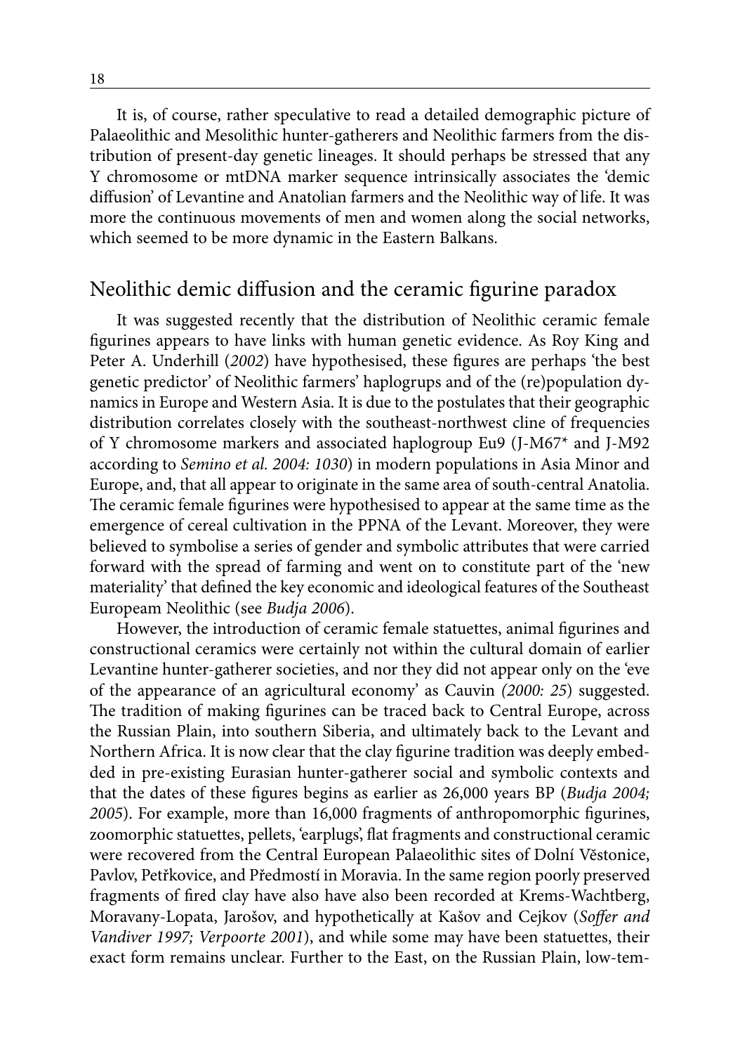It is, of course, rather speculative to read a detailed demographic picture of Palaeolithic and Mesolithic hunter-gatherers and Neolithic farmers from the distribution of present-day genetic lineages. It should perhaps be stressed that any Y chromosome or mtDNA marker sequence intrinsically associates the 'demic diffusion' of Levantine and Anatolian farmers and the Neolithic way of life. It was more the continuous movements of men and women along the social networks, which seemed to be more dynamic in the Eastern Balkans.

## Neolithic demic diffusion and the ceramic figurine paradox

It was suggested recently that the distribution of Neolithic ceramic female figurines appears to have links with human genetic evidence. As Roy King and Peter A. Underhill (*2002*) have hypothesised, these figures are perhaps 'the best genetic predictor' of Neolithic farmers' haplogrups and of the (re)population dynamics in Europe and Western Asia. It is due to the postulates that their geographic distribution correlates closely with the southeast-northwest cline of frequencies of Y chromosome markers and associated haplogroup Eu9 (J-M67* and J-M92 according to *Semino et al. 2004: 1030*) in modern populations in Asia Minor and Europe, and, that all appear to originate in the same area of south-central Anatolia. The ceramic female figurines were hypothesised to appear at the same time as the emergence of cereal cultivation in the PPNA of the Levant. Moreover, they were believed to symbolise a series of gender and symbolic attributes that were carried forward with the spread of farming and went on to constitute part of the 'new materiality' that defined the key economic and ideological features of the Southeast Europeam Neolithic (see *Budja 2006*).

However, the introduction of ceramic female statuettes, animal figurines and constructional ceramics were certainly not within the cultural domain of earlier Levantine hunter-gatherer societies, and nor they did not appear only on the 'eve of the appearance of an agricultural economy' as Cauvin *(2000: 25*) suggested. The tradition of making figurines can be traced back to Central Europe, across the Russian Plain, into southern Siberia, and ultimately back to the Levant and Northern Africa. It is now clear that the clay figurine tradition was deeply embedded in pre-existing Eurasian hunter-gatherer social and symbolic contexts and that the dates of these figures begins as earlier as 26,000 years BP (*Budja 2004; 2005*). For example, more than 16,000 fragments of anthropomorphic figurines, zoomorphic statuettes, pellets, 'earplugs', flat fragments and constructional ceramic were recovered from the Central European Palaeolithic sites of Dolní Věstonice, Pavlov, Petřkovice, and Předmostí in Moravia. In the same region poorly preserved fragments of fired clay have also have also been recorded at Krems-Wachtberg, Moravany-Lopata, Jarošov, and hypothetically at Kašov and Cejkov (*Soffer and Vandiver 1997; Verpoorte 2001*), and while some may have been statuettes, their exact form remains unclear. Further to the East, on the Russian Plain, low-tem-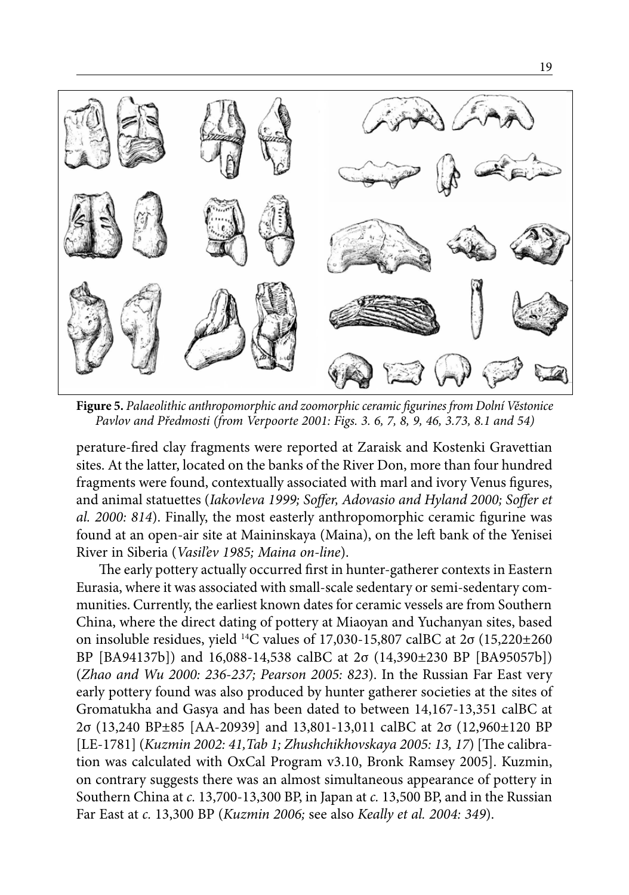**Figure 5.** *Palaeolithic anthropomorphic and zoomorphic ceramic figurines from Dolní Věstonice Pavlov and Předmosti (from Verpoorte 2001: Figs. 3. 6, 7, 8, 9, 46, 3.73, 8.1 and 54)*

perature-fired clay fragments were reported at Zaraisk and Kostenki Gravettian sites. At the latter, located on the banks of the River Don, more than four hundred fragments were found, contextually associated with marl and ivory Venus figures, and animal statuettes (*Iakovleva 1999; Soffer, Adovasio and Hyland 2000; Soffer et al. 2000: 814*). Finally, the most easterly anthropomorphic ceramic figurine was found at an open-air site at Maininskaya (Maina), on the left bank of the Yenisei River in Siberia (*Vasil'ev 1985; Maina on-line*).

The early pottery actually occurred first in hunter-gatherer contexts in Eastern Eurasia, where it was associated with small-scale sedentary or semi-sedentary communities. Currently, the earliest known dates for ceramic vessels are from Southern China, where the direct dating of pottery at Miaoyan and Yuchanyan sites, based on insoluble residues, yield $^{14}$C values of 17,030-15,807 calBC at 2σ (15,220±260 BP [BA94137b]) and 16,088-14,538 calBC at 2σ (14,390±230 BP [BA95057b]) (*Zhao and Wu 2000: 236-237; Pearson 2005: 823*). In the Russian Far East very early pottery found was also produced by hunter gatherer societies at the sites of Gromatukha and Gasya and has been dated to between 14,167-13,351 calBC at 2σ (13,240 BP±85 [AA-20939] and 13,801-13,011 calBC at 2σ (12,960±120 BP [LE-1781] (*Kuzmin 2002: 41,Tab 1; Zhushchikhovskaya 2005: 13, 17*) [The calibration was calculated with OxCal Program v3.10, Bronk Ramsey 2005]. Kuzmin, on contrary suggests there was an almost simultaneous appearance of pottery in Southern China at *c.* 13,700-13,300 BP, in Japan at *c.* 13,500 BP, and in the Russian Far East at *c.* 13,300 BP (*Kuzmin 2006;* see also *Keally et al. 2004: 349*).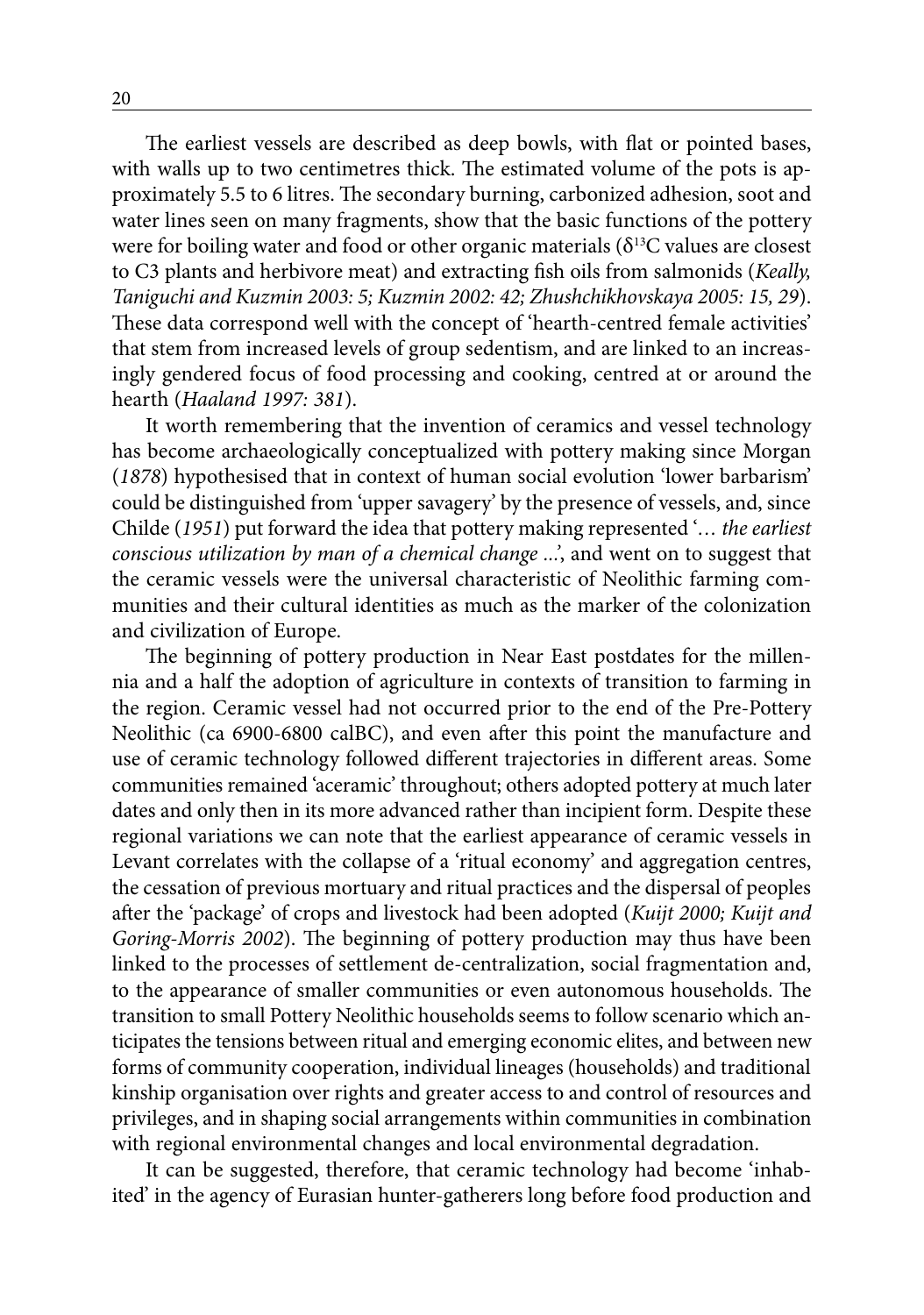The earliest vessels are described as deep bowls, with flat or pointed bases, with walls up to two centimetres thick. The estimated volume of the pots is approximately 5.5 to 6 litres. The secondary burning, carbonized adhesion, soot and water lines seen on many fragments, show that the basic functions of the pottery were for boiling water and food or other organic materials ($\delta^{13}C$ values are closest to C3 plants and herbivore meat) and extracting fish oils from salmonids (*Keally, Taniguchi and Kuzmin 2003: 5; Kuzmin 2002: 42; Zhushchikhovskaya 2005: 15, 29*). These data correspond well with the concept of 'hearth-centred female activities' that stem from increased levels of group sedentism, and are linked to an increasingly gendered focus of food processing and cooking, centred at or around the hearth (*Haaland 1997: 381*).

It worth remembering that the invention of ceramics and vessel technology has become archaeologically conceptualized with pottery making since Morgan (*1878*) hypothesised that in context of human social evolution 'lower barbarism' could be distinguished from 'upper savagery' by the presence of vessels, and, since Childe (*1951*) put forward the idea that pottery making represented '*… the earliest conscious utilization by man of a chemical change ...*', and went on to suggest that the ceramic vessels were the universal characteristic of Neolithic farming communities and their cultural identities as much as the marker of the colonization and civilization of Europe.

The beginning of pottery production in Near East postdates for the millennia and a half the adoption of agriculture in contexts of transition to farming in the region. Ceramic vessel had not occurred prior to the end of the Pre-Pottery Neolithic (ca 6900-6800 calBC), and even after this point the manufacture and use of ceramic technology followed different trajectories in different areas. Some communities remained 'aceramic' throughout; others adopted pottery at much later dates and only then in its more advanced rather than incipient form. Despite these regional variations we can note that the earliest appearance of ceramic vessels in Levant correlates with the collapse of a 'ritual economy' and aggregation centres, the cessation of previous mortuary and ritual practices and the dispersal of peoples after the 'package' of crops and livestock had been adopted (*Kuijt 2000; Kuijt and Goring-Morris 2002*). The beginning of pottery production may thus have been linked to the processes of settlement de-centralization, social fragmentation and, to the appearance of smaller communities or even autonomous households. The transition to small Pottery Neolithic households seems to follow scenario which anticipates the tensions between ritual and emerging economic elites, and between new forms of community cooperation, individual lineages (households) and traditional kinship organisation over rights and greater access to and control of resources and privileges, and in shaping social arrangements within communities in combination with regional environmental changes and local environmental degradation.

It can be suggested, therefore, that ceramic technology had become 'inhabited' in the agency of Eurasian hunter-gatherers long before food production and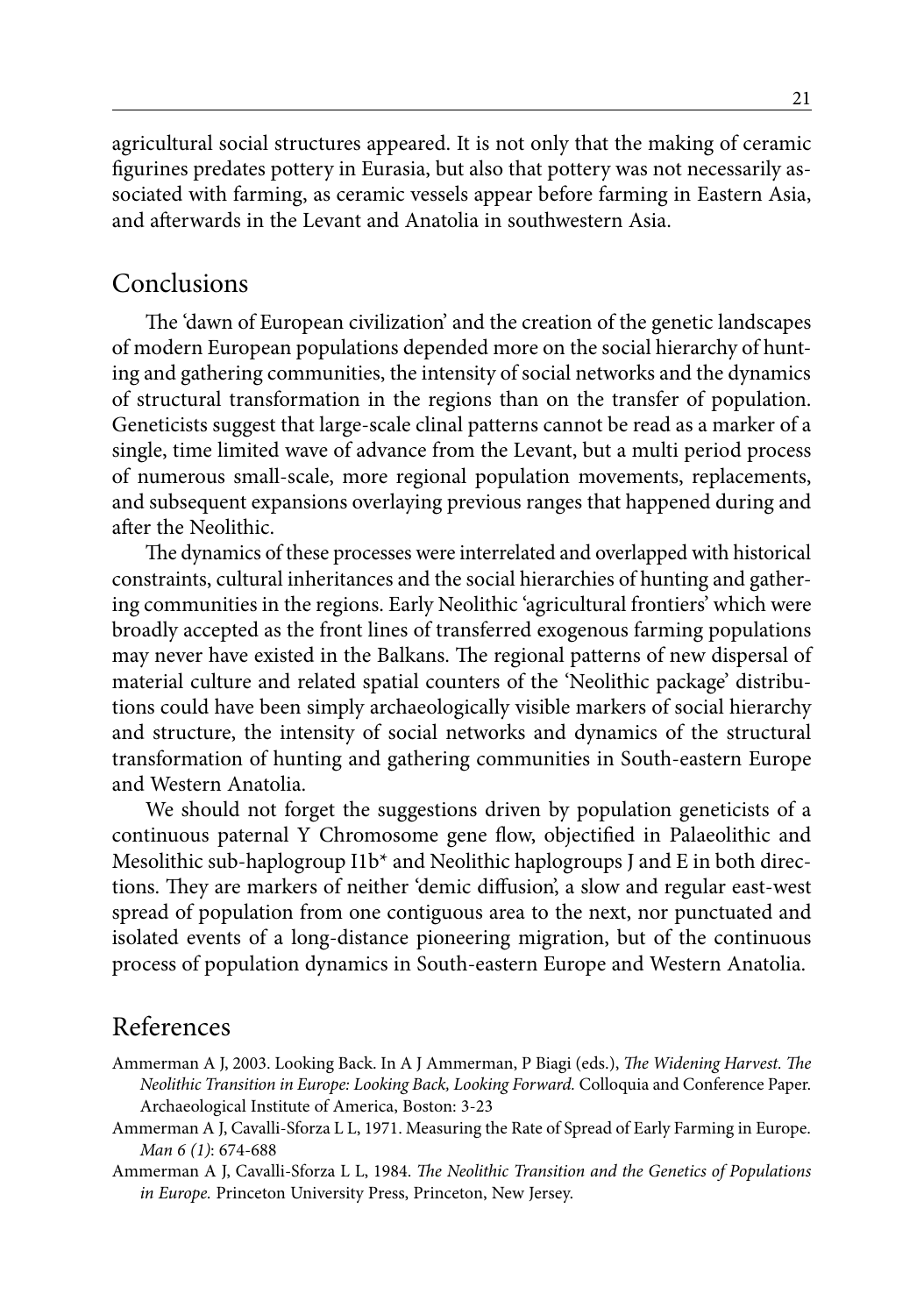agricultural social structures appeared. It is not only that the making of ceramic figurines predates pottery in Eurasia, but also that pottery was not necessarily associated with farming, as ceramic vessels appear before farming in Eastern Asia, and afterwards in the Levant and Anatolia in southwestern Asia.

## Conclusions

The 'dawn of European civilization' and the creation of the genetic landscapes of modern European populations depended more on the social hierarchy of hunting and gathering communities, the intensity of social networks and the dynamics of structural transformation in the regions than on the transfer of population. Geneticists suggest that large-scale clinal patterns cannot be read as a marker of a single, time limited wave of advance from the Levant, but a multi period process of numerous small-scale, more regional population movements, replacements, and subsequent expansions overlaying previous ranges that happened during and after the Neolithic.

The dynamics of these processes were interrelated and overlapped with historical constraints, cultural inheritances and the social hierarchies of hunting and gathering communities in the regions. Early Neolithic 'agricultural frontiers' which were broadly accepted as the front lines of transferred exogenous farming populations may never have existed in the Balkans. The regional patterns of new dispersal of material culture and related spatial counters of the 'Neolithic package' distributions could have been simply archaeologically visible markers of social hierarchy and structure, the intensity of social networks and dynamics of the structural transformation of hunting and gathering communities in South-eastern Europe and Western Anatolia.

We should not forget the suggestions driven by population geneticists of a continuous paternal Y Chromosome gene flow, objectified in Palaeolithic and Mesolithic sub-haplogroup I1b* and Neolithic haplogroups J and E in both directions. They are markers of neither 'demic diffusion', a slow and regular east-west spread of population from one contiguous area to the next, nor punctuated and isolated events of a long-distance pioneering migration, but of the continuous process of population dynamics in South-eastern Europe and Western Anatolia.

## References

Ammerman A J, 2003. Looking Back. In A J Ammerman, P Biagi (eds.), *The Widening Harvest. The Neolithic Transition in Europe: Looking Back, Looking Forward.* Colloquia and Conference Paper. Archaeological Institute of America, Boston: 3-23

Ammerman A J, Cavalli-Sforza L L, 1971. Measuring the Rate of Spread of Early Farming in Europe. *Man 6 (1)*: 674-688

Ammerman A J, Cavalli-Sforza L L, 1984. *The Neolithic Transition and the Genetics of Populations in Europe.* Princeton University Press, Princeton, New Jersey.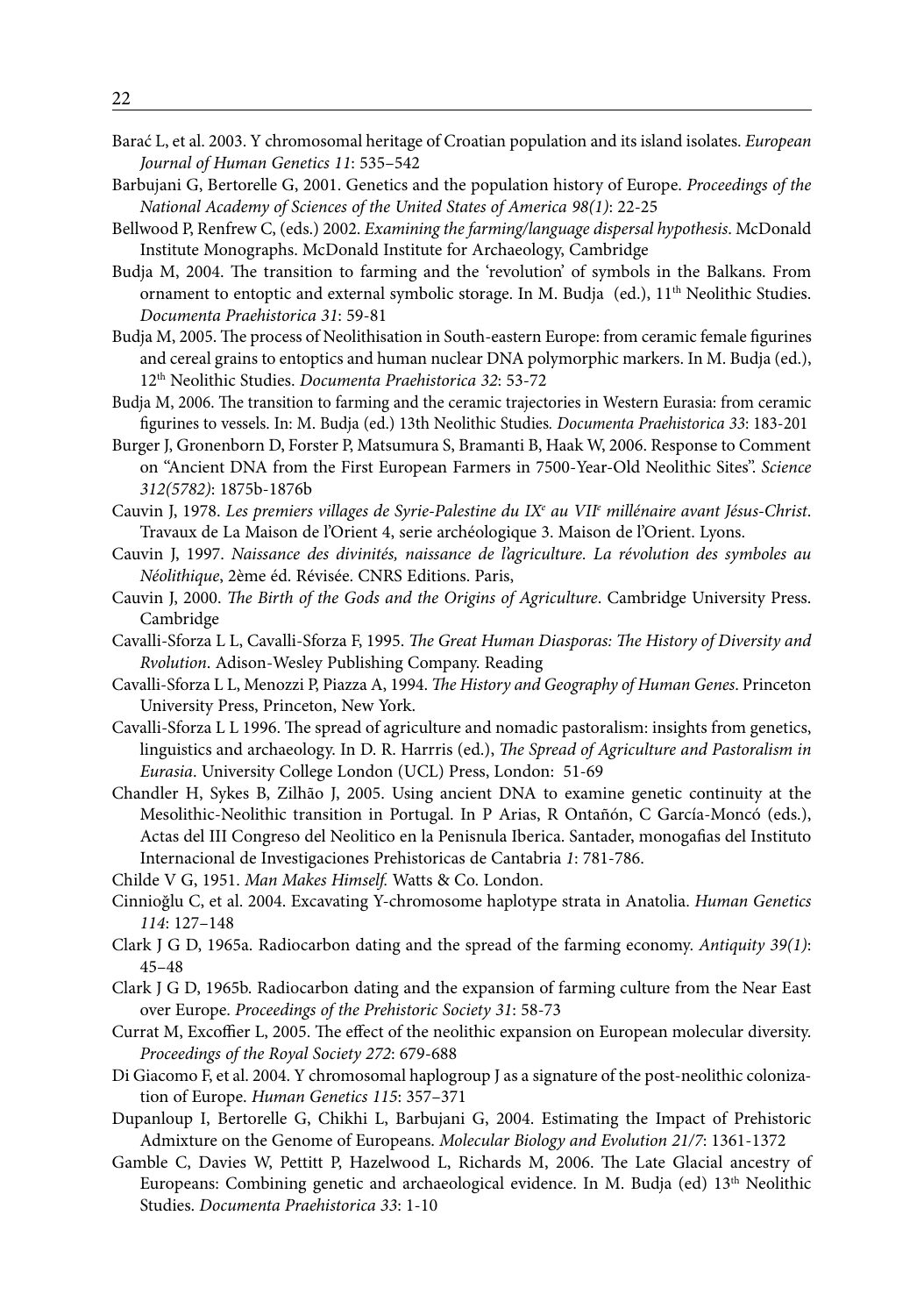Barać L, et al. 2003. Y chromosomal heritage of Croatian population and its island isolates. *European Journal of Human Genetics 11*: 535–542

Barbujani G, Bertorelle G, 2001. Genetics and the population history of Europe. *Proceedings of the National Academy of Sciences of the United States of America 98(1)*: 22-25

Bellwood P, Renfrew C, (eds.) 2002. *Examining the farming/language dispersal hypothesis*. McDonald Institute Monographs. McDonald Institute for Archaeology, Cambridge

Budja M, 2004. The transition to farming and the 'revolution' of symbols in the Balkans. From ornament to entoptic and external symbolic storage. In M. Budja (ed.), 11th Neolithic Studies. *Documenta Praehistorica 31*: 59-81

Budja M, 2005. The process of Neolithisation in South-eastern Europe: from ceramic female figurines and cereal grains to entoptics and human nuclear DNA polymorphic markers. In M. Budja (ed.), 12th Neolithic Studies. *Documenta Praehistorica 32*: 53-72

Budja M, 2006. The transition to farming and the ceramic trajectories in Western Eurasia: from ceramic figurines to vessels. In: M. Budja (ed.) 13th Neolithic Studies. *Documenta Praehistorica 33*: 183-201

Burger J, Gronenborn D, Forster P, Matsumura S, Bramanti B, Haak W, 2006. Response to Comment on "Ancient DNA from the First European Farmers in 7500-Year-Old Neolithic Sites". *Science 312(5782)*: 1875b-1876b

Cauvin J, 1978. *Les premiers villages de Syrie-Palestine du IXe au VIIe millénaire avant Jésus-Christ*. Travaux de La Maison de l'Orient 4, serie archéologique 3. Maison de l'Orient. Lyons.

Cauvin J, 1997. *Naissance des divinités, naissance de l'agriculture. La révolution des symboles au Néolithique*, 2ème éd. Révisée. CNRS Editions. Paris,

Cauvin J, 2000. *The Birth of the Gods and the Origins of Agriculture*. Cambridge University Press. Cambridge

Cavalli-Sforza L L, Cavalli-Sforza F, 1995. *The Great Human Diasporas: The History of Diversity and Rvolution*. Adison-Wesley Publishing Company. Reading

Cavalli-Sforza L L, Menozzi P, Piazza A, 1994. *The History and Geography of Human Genes*. Princeton University Press, Princeton, New York.

Cavalli-Sforza L L 1996. The spread of agriculture and nomadic pastoralism: insights from genetics, linguistics and archaeology. In D. R. Harrris (ed.), *The Spread of Agriculture and Pastoralism in Eurasia*. University College London (UCL) Press, London: 51-69

Chandler H, Sykes B, Zilhão J, 2005. Using ancient DNA to examine genetic continuity at the Mesolithic-Neolithic transition in Portugal. In P Arias, R Ontañón, C García-Moncó (eds.), Actas del III Congreso del Neolitico en la Penisnula Iberica. Santader, monogafias del Instituto Internacional de Investigaciones Prehistoricas de Cantabria *1*: 781-786.

Childe V G, 1951. *Man Makes Himself.* Watts & Co. London.

Cinnioğlu C, et al. 2004. Excavating Y-chromosome haplotype strata in Anatolia. *Human Genetics 114*: 127–148

Clark J G D, 1965a. Radiocarbon dating and the spread of the farming economy. *Antiquity 39(1)*: 45–48

Clark J G D, 1965b. Radiocarbon dating and the expansion of farming culture from the Near East over Europe. *Proceedings of the Prehistoric Society 31*: 58-73

Currat M, Excoffier L, 2005. The effect of the neolithic expansion on European molecular diversity. *Proceedings of the Royal Society 272*: 679-688

Di Giacomo F, et al. 2004. Y chromosomal haplogroup J as a signature of the post-neolithic colonization of Europe. *Human Genetics 115*: 357–371

Dupanloup I, Bertorelle G, Chikhi L, Barbujani G, 2004. Estimating the Impact of Prehistoric Admixture on the Genome of Europeans. *Molecular Biology and Evolution 21/7*: 1361-1372

Gamble C, Davies W, Pettitt P, Hazelwood L, Richards M, 2006. The Late Glacial ancestry of Europeans: Combining genetic and archaeological evidence. In M. Budja (ed) 13th Neolithic Studies. *Documenta Praehistorica 33*: 1-10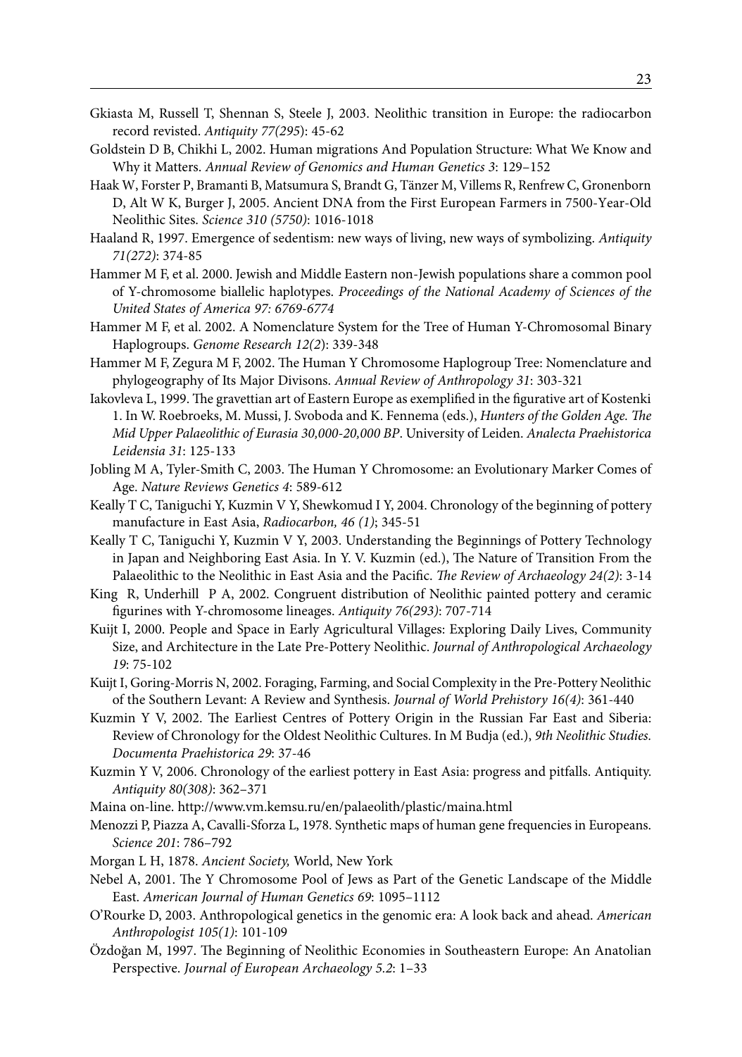Gkiasta M, Russell T, Shennan S, Steele J, 2003. Neolithic transition in Europe: the radiocarbon record revisted. *Antiquity 77(295*): 45-62

Goldstein D B, Chikhi L, 2002. Human migrations And Population Structure: What We Know and Why it Matters. *Annual Review of Genomics and Human Genetics 3*: 129–152

Haak W, Forster P, Bramanti B, Matsumura S, Brandt G, Tänzer M, Villems R, Renfrew C, Gronenborn D, Alt W K, Burger J, 2005. Ancient DNA from the First European Farmers in 7500-Year-Old Neolithic Sites. *Science 310 (5750)*: 1016-1018

Haaland R, 1997. Emergence of sedentism: new ways of living, new ways of symbolizing. *Antiquity 71(272)*: 374-85

Hammer M F, et al. 2000. Jewish and Middle Eastern non-Jewish populations share a common pool of Y-chromosome biallelic haplotypes. *Proceedings of the National Academy of Sciences of the United States of America 97: 6769-6774*

Hammer M F, et al. 2002. A Nomenclature System for the Tree of Human Y-Chromosomal Binary Haplogroups. *Genome Research 12(2*): 339-348

Hammer M F, Zegura M F, 2002. The Human Y Chromosome Haplogroup Tree: Nomenclature and phylogeography of Its Major Divisons. *Annual Review of Anthropology 31*: 303-321

Iakovleva L, 1999. The gravettian art of Eastern Europe as exemplified in the figurative art of Kostenki 1. In W. Roebroeks, M. Mussi, J. Svoboda and K. Fennema (eds.), *Hunters of the Golden Age. The Mid Upper Palaeolithic of Eurasia 30,000-20,000 BP*. University of Leiden. *Analecta Praehistorica Leidensia 31*: 125-133

Jobling M A, Tyler-Smith C, 2003. The Human Y Chromosome: an Evolutionary Marker Comes of Age. *Nature Reviews Genetics 4*: 589-612

Keally T C, Taniguchi Y, Kuzmin V Y, Shewkomud I Y, 2004. Chronology of the beginning of pottery manufacture in East Asia, *Radiocarbon, 46 (1)*; 345-51

Keally T C, Taniguchi Y, Kuzmin V Y, 2003. Understanding the Beginnings of Pottery Technology in Japan and Neighboring East Asia. In Y. V. Kuzmin (ed.), The Nature of Transition From the Palaeolithic to the Neolithic in East Asia and the Pacific. *The Review of Archaeology 24(2)*: 3-14

King R, Underhill P A, 2002. Congruent distribution of Neolithic painted pottery and ceramic figurines with Y-chromosome lineages. *Antiquity 76(293)*: 707-714

Kuijt I, 2000. People and Space in Early Agricultural Villages: Exploring Daily Lives, Community Size, and Architecture in the Late Pre-Pottery Neolithic. *Journal of Anthropological Archaeology 19*: 75-102

Kuijt I, Goring-Morris N, 2002. Foraging, Farming, and Social Complexity in the Pre-Pottery Neolithic of the Southern Levant: A Review and Synthesis. *Journal of World Prehistory 16(4)*: 361-440

Kuzmin Y V, 2002. The Earliest Centres of Pottery Origin in the Russian Far East and Siberia: Review of Chronology for the Oldest Neolithic Cultures. In M Budja (ed.), *9th Neolithic Studies. Documenta Praehistorica 29*: 37-46

Kuzmin Y V, 2006. Chronology of the earliest pottery in East Asia: progress and pitfalls. Antiquity. *Antiquity 80(308)*: 362–371

Maina on-line. http://www.vm.kemsu.ru/en/palaeolith/plastic/maina.html

Menozzi P, Piazza A, Cavalli-Sforza L, 1978. Synthetic maps of human gene frequencies in Europeans. *Science 201*: 786–792

Morgan L H, 1878. *Ancient Society,* World, New York

Nebel A, 2001. The Y Chromosome Pool of Jews as Part of the Genetic Landscape of the Middle East. *American Journal of Human Genetics 69*: 1095–1112

O'Rourke D, 2003. Anthropological genetics in the genomic era: A look back and ahead. *American Anthropologist 105(1)*: 101-109

Özdoğan M, 1997. The Beginning of Neolithic Economies in Southeastern Europe: An Anatolian Perspective. *Journal of European Archaeology 5.2*: 1–33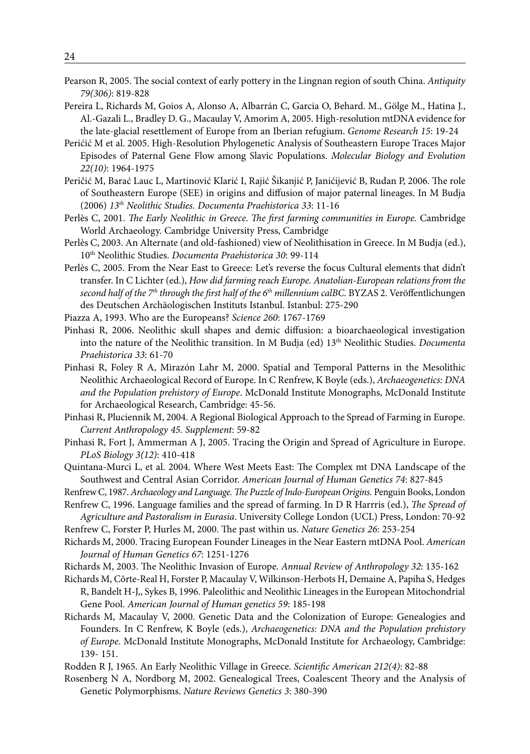Pearson R, 2005. The social context of early pottery in the Lingnan region of south China. *Antiquity 79(306)*: 819-828

Pereira L, Richards M, Goios A, Alonso A, Albarrán C, Garcia O, Behard. M., Gölge M., Hatina J., Al.-Gazali L., Bradley D. G., Macaulay V, Amorim A, 2005. High-resolution mtDNA evidence for the late-glacial resettlement of Europe from an Iberian refugium. *Genome Research 15*: 19-24

Perićić M et al. 2005. High-Resolution Phylogenetic Analysis of Southeastern Europe Traces Major Episodes of Paternal Gene Flow among Slavic Populations. *Molecular Biology and Evolution 22(10)*: 1964-1975

Peričić M, Barać Lauc L, Martinović Klarić I, Rajić Šikanjić P, Janićijević B, Rudan P, 2006. The role of Southeastern Europe (SEE) in origins and diffusion of major paternal lineages. In M Budja (2006) *13th Neolithic Studies. Documenta Praehistorica 33*: 11-16

Perlès C, 2001. *The Early Neolithic in Greece. The first farming communities in Europe.* Cambridge World Archaeology. Cambridge University Press, Cambridge

Perlès C, 2003. An Alternate (and old-fashioned) view of Neolithisation in Greece. In M Budja (ed.), 10th Neolithic Studies. *Documenta Praehistorica 30*: 99-114

Perlès C, 2005. From the Near East to Greece: Let's reverse the focus Cultural elements that didn't transfer. In C Lichter (ed.), *How did farming reach Europe. Anatolian-European relations from the second half of the 7th through the first half of the 6th millennium calBC.* BYZAS 2. Veröffentlichungen des Deutschen Archäologischen Instituts Istanbul. Istanbul: 275-290

Piazza A, 1993. Who are the Europeans? *Science 260*: 1767-1769

Pinhasi R, 2006. Neolithic skull shapes and demic diffusion: a bioarchaeological investigation into the nature of the Neolithic transition. In M Budja (ed) 13th Neolithic Studies. *Documenta Praehistorica 33*: 61-70

Pinhasi R, Foley R A, Mirazón Lahr M, 2000. Spatial and Temporal Patterns in the Mesolithic Neolithic Archaeological Record of Europe. In C Renfrew, K Boyle (eds.), *Archaeogenetics: DNA and the Population prehistory of Europe*. McDonald Institute Monographs, McDonald Institute for Archaeological Research, Cambridge: 45-56.

Pinhasi R, Pluciennik M, 2004. A Regional Biological Approach to the Spread of Farming in Europe. *Current Anthropology 45. Supplement*: 59-82

Pinhasi R, Fort J, Ammerman A J, 2005. Tracing the Origin and Spread of Agriculture in Europe. *PLoS Biology 3(12)*: 410-418

Quintana-Murci L, et al. 2004. Where West Meets East: The Complex mt DNA Landscape of the Southwest and Central Asian Corridor. *American Journal of Human Genetics 74*: 827-845

Renfrew C, 1987. *Archaeology and Language. The Puzzle of Indo-European Origins.* Penguin Books, London

Renfrew C, 1996. Language families and the spread of farming. In D R Harrris (ed.), *The Spread of Agriculture and Pastoralism in Eurasia*. University College London (UCL) Press, London: 70-92

Renfrew C, Forster P, Hurles M, 2000. The past within us. *Nature Genetics 26*: 253-254

Richards M, 2000. Tracing European Founder Lineages in the Near Eastern mtDNA Pool. *American Journal of Human Genetics 67*: 1251-1276

Richards M, 2003. The Neolithic Invasion of Europe. *Annual Review of Anthropology 32*: 135-162

Richards M, Côrte-Real H, Forster P, Macaulay V, Wilkinson-Herbots H, Demaine A, Papiha S, Hedges R, Bandelt H-J,, Sykes B, 1996. Paleolithic and Neolithic Lineages in the European Mitochondrial Gene Pool. *American Journal of Human genetics 59*: 185-198

Richards M, Macaulay V, 2000. Genetic Data and the Colonization of Europe: Genealogies and Founders. In C Renfrew, K Boyle (eds.), *Archaeogenetics: DNA and the Population prehistory of Europe*. McDonald Institute Monographs, McDonald Institute for Archaeology, Cambridge: 139- 151.

Rodden R J, 1965. An Early Neolithic Village in Greece. *Scientific American 212(4)*: 82-88

Rosenberg N A, Nordborg M, 2002. Genealogical Trees, Coalescent Theory and the Analysis of Genetic Polymorphisms. *Nature Reviews Genetics 3*: 380-390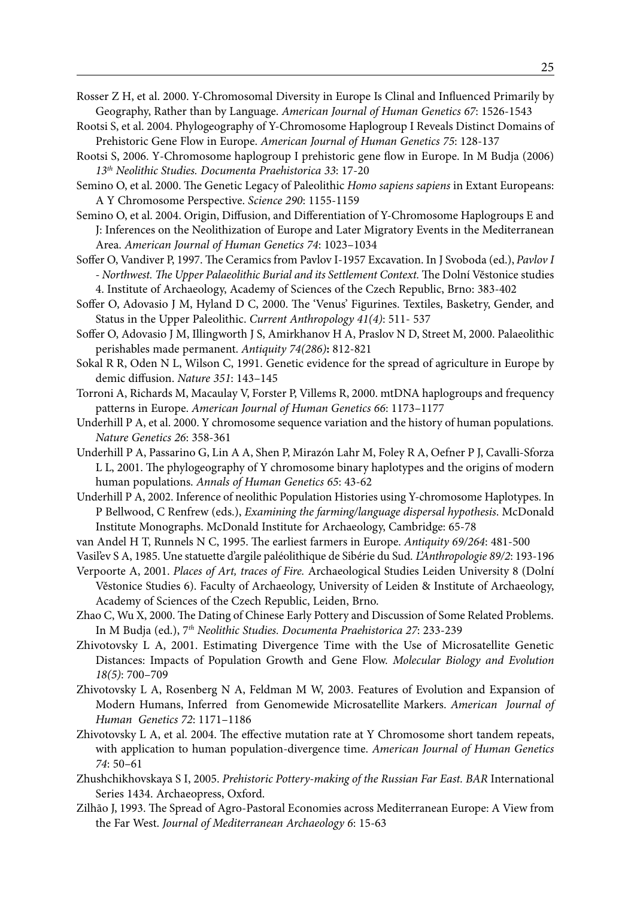Rosser Z H, et al. 2000. Y-Chromosomal Diversity in Europe Is Clinal and Influenced Primarily by Geography, Rather than by Language. *American Journal of Human Genetics 67*: 1526-1543

Rootsi S, et al. 2004. Phylogeography of Y-Chromosome Haplogroup I Reveals Distinct Domains of Prehistoric Gene Flow in Europe. *American Journal of Human Genetics 75*: 128-137

Rootsi S, 2006. Y-Chromosome haplogroup I prehistoric gene flow in Europe. In M Budja (2006) *13th Neolithic Studies. Documenta Praehistorica 33*: 17-20

Semino O, et al. 2000. The Genetic Legacy of Paleolithic *Homo sapiens sapiens* in Extant Europeans: A Y Chromosome Perspective. *Science 290*: 1155-1159

Semino O, et al. 2004. Origin, Diffusion, and Differentiation of Y-Chromosome Haplogroups E and J: Inferences on the Neolithization of Europe and Later Migratory Events in the Mediterranean Area. *American Journal of Human Genetics 74*: 1023–1034

Soffer O, Vandiver P, 1997. The Ceramics from Pavlov I-1957 Excavation. In J Svoboda (ed.), *Pavlov I - Northwest. The Upper Palaeolithic Burial and its Settlement Context.* The Dolní Věstonice studies 4. Institute of Archaeology, Academy of Sciences of the Czech Republic, Brno: 383-402

Soffer O, Adovasio J M, Hyland D C, 2000. The 'Venus' Figurines. Textiles, Basketry, Gender, and Status in the Upper Paleolithic. *Current Anthropology 41(4)*: 511- 537

Soffer O, Adovasio J M, Illingworth J S, Amirkhanov H A, Praslov N D, Street M, 2000. Palaeolithic perishables made permanent. *Antiquity 74(286)***:** 812-821

Sokal R R, Oden N L, Wilson C, 1991. Genetic evidence for the spread of agriculture in Europe by demic diffusion. *Nature 351*: 143–145

Torroni A, Richards M, Macaulay V, Forster P, Villems R, 2000. mtDNA haplogroups and frequency patterns in Europe. *American Journal of Human Genetics 66*: 1173–1177

Underhill P A, et al. 2000. Y chromosome sequence variation and the history of human populations. *Nature Genetics 26*: 358-361

Underhill P A, Passarino G, Lin A A, Shen P, Mirazón Lahr M, Foley R A, Oefner P J, Cavalli-Sforza L L, 2001. The phylogeography of Y chromosome binary haplotypes and the origins of modern human populations. *Annals of Human Genetics 65*: 43-62

Underhill P A, 2002. Inference of neolithic Population Histories using Y-chromosome Haplotypes. In P Bellwood, C Renfrew (eds.), *Examining the farming/language dispersal hypothesis*. McDonald Institute Monographs. McDonald Institute for Archaeology, Cambridge: 65-78

van Andel H T, Runnels N C, 1995. The earliest farmers in Europe. *Antiquity 69/264*: 481-500

Vasil'ev S A, 1985. Une statuette d'argile paléolithique de Sibérie du Sud. *L'Anthropologie 89/2*: 193-196

Verpoorte A, 2001. *Places of Art, traces of Fire.* Archaeological Studies Leiden University 8 (Dolní Věstonice Studies 6). Faculty of Archaeology, University of Leiden & Institute of Archaeology, Academy of Sciences of the Czech Republic, Leiden, Brno.

Zhao C, Wu X, 2000. The Dating of Chinese Early Pottery and Discussion of Some Related Problems. In M Budja (ed.), *7th Neolithic Studies. Documenta Praehistorica 27*: 233-239

Zhivotovsky L A, 2001. Estimating Divergence Time with the Use of Microsatellite Genetic Distances: Impacts of Population Growth and Gene Flow. *Molecular Biology and Evolution 18(5)*: 700–709

Zhivotovsky L A, Rosenberg N A, Feldman M W, 2003. Features of Evolution and Expansion of Modern Humans, Inferred from Genomewide Microsatellite Markers. *American Journal of Human Genetics 72*: 1171–1186

Zhivotovsky L A, et al. 2004. The effective mutation rate at Y Chromosome short tandem repeats, with application to human population-divergence time. *American Journal of Human Genetics 74*: 50–61

Zhushchikhovskaya S I, 2005. *Prehistoric Pottery-making of the Russian Far East. BAR* International Series 1434. Archaeopress, Oxford.

Zilhão J, 1993. The Spread of Agro-Pastoral Economies across Mediterranean Europe: A View from the Far West. *Journal of Mediterranean Archaeology 6*: 15-63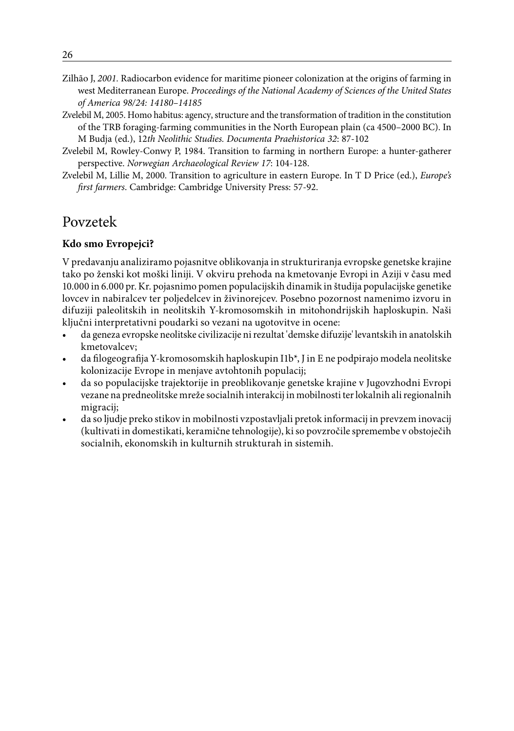Zilhão J, *2001.* Radiocarbon evidence for maritime pioneer colonization at the origins of farming in west Mediterranean Europe. *Proceedings of the National Academy of Sciences of the United States of America 98/24: 14180–14185*

Zvelebil M, 2005. Homo habitus: agency, structure and the transformation of tradition in the constitution of the TRB foraging-farming communities in the North European plain (ca 4500–2000 BC). In M Budja (ed.), 12*th Neolithic Studies. Documenta Praehistorica 32*: 87-102

Zvelebil M, Rowley-Conwy P, 1984. Transition to farming in northern Europe: a hunter-gatherer perspective. *Norwegian Archaeological Review 17*: 104-128.

Zvelebil M, Lillie M, 2000. Transition to agriculture in eastern Europe. In T D Price (ed.), *Europe's first farmers*. Cambridge: Cambridge University Press: 57-92.

## Povzetek

**Kdo smo Evropejci?**

V predavanju analiziramo pojasnitve oblikovanja in strukturiranja evropske genetske krajine tako po ženski kot moški liniji. V okviru prehoda na kmetovanje Evropi in Aziji v času med 10.000 in 6.000 pr. Kr. pojasnimo pomen populacijskih dinamik in študija populacijske genetike lovcev in nabiralcev ter poljedelcev in živinorejcev. Posebno pozornost namenimo izvoru in difuziji paleolitskih in neolitskih Y-kromosomskih in mitohondrijskih haploskupin. Naši ključni interpretativni poudarki so vezani na ugotovitve in ocene:

- da geneza evropske neolitske civilizacije ni rezultat 'demske difuzije' levantskih in anatolskih kmetovalcev;
- da filogeografija Y-kromosomskih haploskupin I1b*, J in E ne podpirajo modela neolitske kolonizacije Evrope in menjave avtohtonih populacij;
- da so populacijske trajektorije in preoblikovanje genetske krajine v Jugovzhodni Evropi vezane na predneolitske mreže socialnih interakcij in mobilnosti ter lokalnih ali regionalnih migracij;
- da so ljudje preko stikov in mobilnosti vzpostavljali pretok informacij in prevzem inovacij (kultivati in domestikati, keramične tehnologije), ki so povzročile spremembe v obstoječih socialnih, ekonomskih in kulturnih strukturah in sistemih.